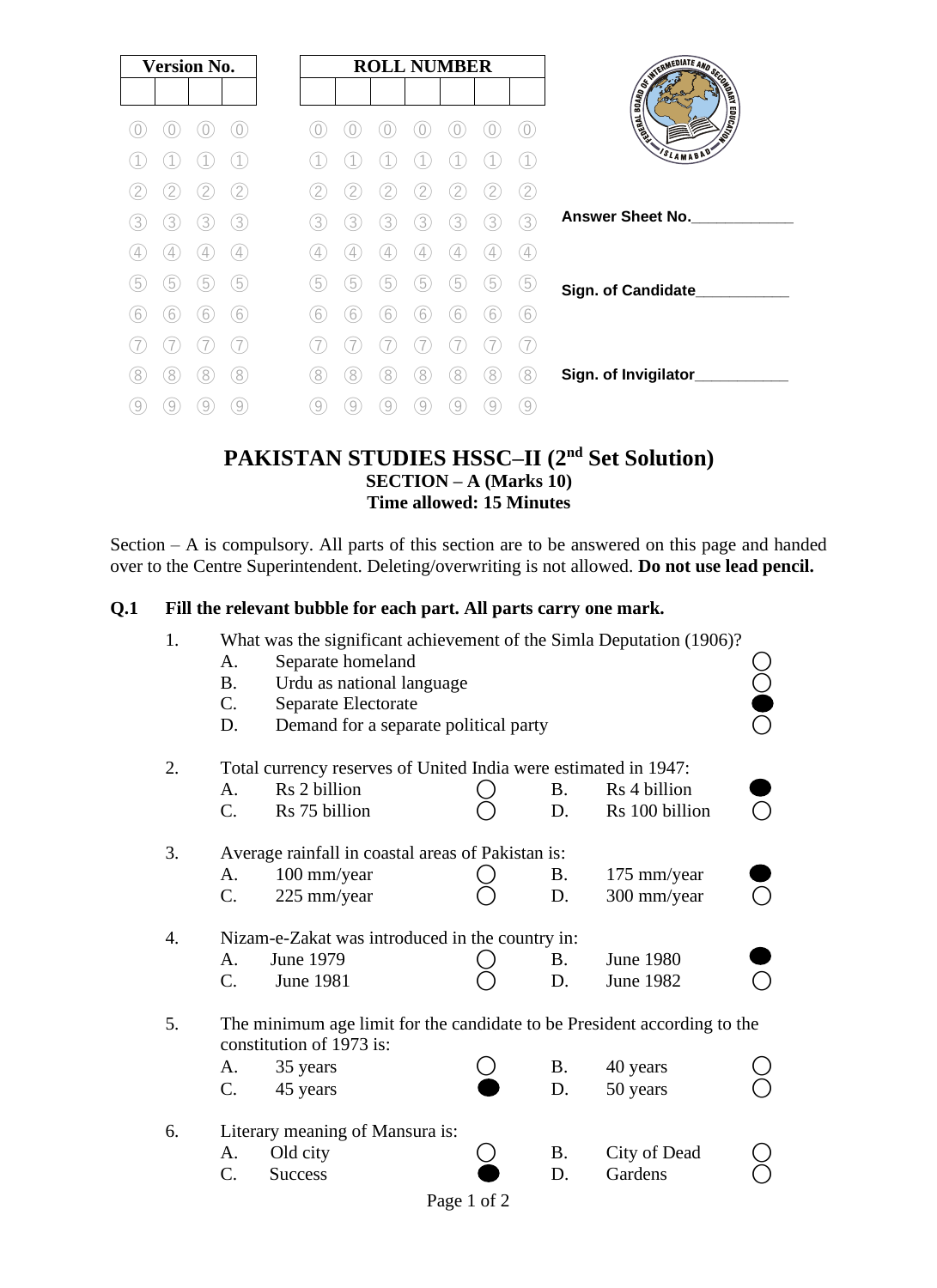| Version No. | | | |
|---|---|---|---|
| | | | |

| ROLL NUMBER | | | | | | |
|---|---|---|---|---|---|---|
| | | | | | | |

Answer Sheet No.____________

Sign. of Candidate___________

Sign. of Invigilator___________

# PAKISTAN STUDIES HSSC–II ($2^{nd}$ Set Solution)

## SECTION – A (Marks 10)

**Time allowed: 15 Minutes**

Section – A is compulsory. All parts of this section are to be answered on this page and handed over to the Centre Superintendent. Deleting/overwriting is not allowed. **Do not use lead pencil.**

**Q.1 Fill the relevant bubble for each part. All parts carry one mark.**

1. What was the significant achievement of the Simla Deputation (1906)?
   - A. Separate homeland ○
   - B. Urdu as national language ○
   - C. Separate Electorate ●
   - D. Demand for a separate political party ○

2. Total currency reserves of United India were estimated in 1947:
   - A. Rs 2 billion ○
   - B. Rs 4 billion ●
   - C. Rs 75 billion ○
   - D. Rs 100 billion ○

3. Average rainfall in coastal areas of Pakistan is:
   - A. 100 mm/year ○
   - B. 175 mm/year ●
   - C. 225 mm/year ○
   - D. 300 mm/year ○

4. Nizam-e-Zakat was introduced in the country in:
   - A. June 1979 ○
   - B. June 1980 ●
   - C. June 1981 ○
   - D. June 1982 ○

5. The minimum age limit for the candidate to be President according to the constitution of 1973 is:
   - A. 35 years ○
   - B. 40 years ○
   - C. 45 years ●
   - D. 50 years ○

6. Literary meaning of Mansura is:
   - A. Old city ○
   - B. City of Dead ○
   - C. Success ●
   - D. Gardens ○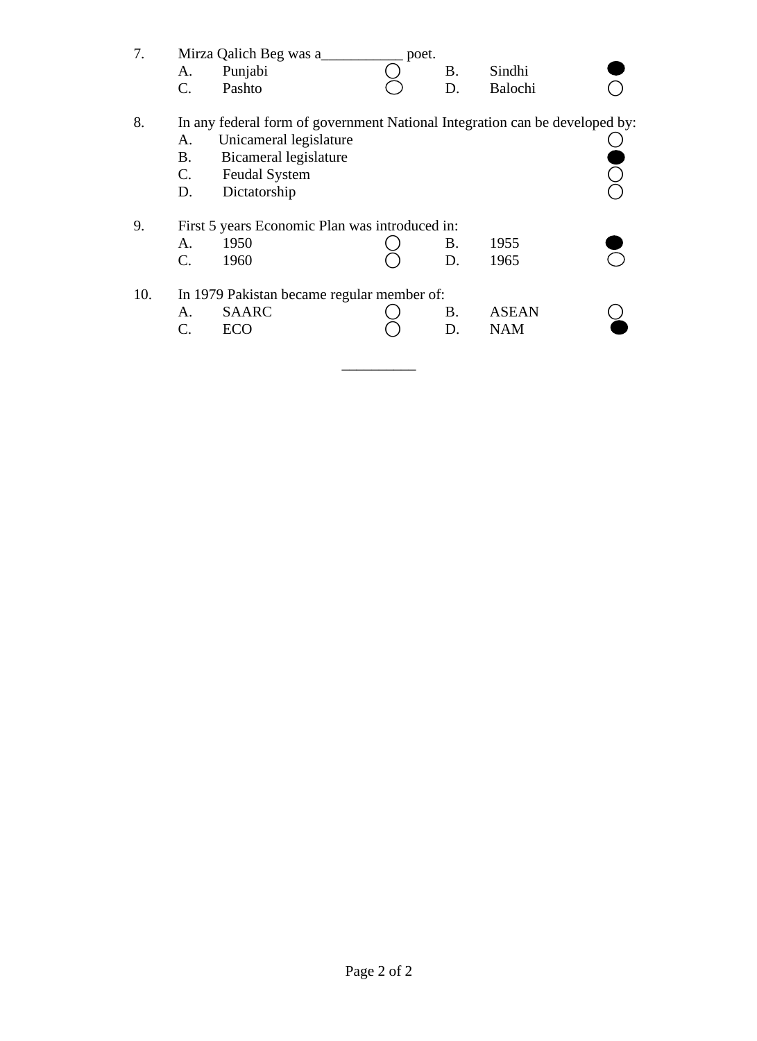7. Mirza Qalich Beg was a___________ poet.

| | | | | | |
|---|---|---|---|---|---|
| A. | Punjabi | ○ | B. | Sindhi | ● |
| C. | Pashto | ○ | D. | Balochi | ○ |

8. In any federal form of government National Integration can be developed by:

| | | |
|---|---|---|
| A. | Unicameral legislature | ○ |
| B. | Bicameral legislature | ● |
| C. | Feudal System | ○ |
| D. | Dictatorship | ○ |

9. First 5 years Economic Plan was introduced in:

| | | | | | |
|---|---|---|---|---|---|
| A. | 1950 | ○ | B. | 1955 | ● |
| C. | 1960 | ○ | D. | 1965 | ○ |

10. In 1979 Pakistan became regular member of:

| | | | | | |
|---|---|---|---|---|---|
| A. | SAARC | ○ | B. | ASEAN | ○ |
| C. | ECO | ○ | D. | NAM | ● |

__________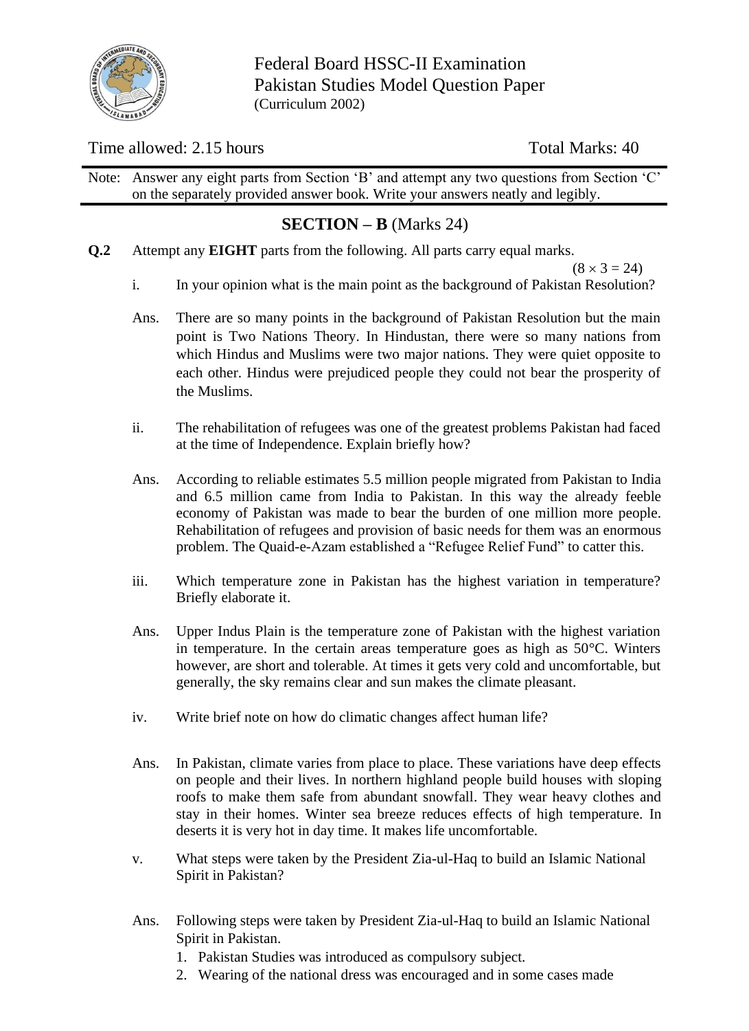Federal Board HSSC-II Examination
Pakistan Studies Model Question Paper
(Curriculum 2002)

Time allowed: 2.15 hours | Total Marks: 40

Note: Answer any eight parts from Section 'B' and attempt any two questions from Section 'C' on the separately provided answer book. Write your answers neatly and legibly.

## SECTION – B (Marks 24)

**Q.2** Attempt any **EIGHT** parts from the following. All parts carry equal marks.

$(8 \times 3 = 24)$

i. In your opinion what is the main point as the background of Pakistan Resolution?

Ans. There are so many points in the background of Pakistan Resolution but the main point is Two Nations Theory. In Hindustan, there were so many nations from which Hindus and Muslims were two major nations. They were quiet opposite to each other. Hindus were prejudiced people they could not bear the prosperity of the Muslims.

ii. The rehabilitation of refugees was one of the greatest problems Pakistan had faced at the time of Independence. Explain briefly how?

Ans. According to reliable estimates 5.5 million people migrated from Pakistan to India and 6.5 million came from India to Pakistan. In this way the already feeble economy of Pakistan was made to bear the burden of one million more people. Rehabilitation of refugees and provision of basic needs for them was an enormous problem. The Quaid-e-Azam established a "Refugee Relief Fund" to catter this.

iii. Which temperature zone in Pakistan has the highest variation in temperature? Briefly elaborate it.

Ans. Upper Indus Plain is the temperature zone of Pakistan with the highest variation in temperature. In the certain areas temperature goes as high as 50°C. Winters however, are short and tolerable. At times it gets very cold and uncomfortable, but generally, the sky remains clear and sun makes the climate pleasant.

iv. Write brief note on how do climatic changes affect human life?

Ans. In Pakistan, climate varies from place to place. These variations have deep effects on people and their lives. In northern highland people build houses with sloping roofs to make them safe from abundant snowfall. They wear heavy clothes and stay in their homes. Winter sea breeze reduces effects of high temperature. In deserts it is very hot in day time. It makes life uncomfortable.

v. What steps were taken by the President Zia-ul-Haq to build an Islamic National Spirit in Pakistan?

Ans. Following steps were taken by President Zia-ul-Haq to build an Islamic National Spirit in Pakistan.

1. Pakistan Studies was introduced as compulsory subject.
2. Wearing of the national dress was encouraged and in some cases made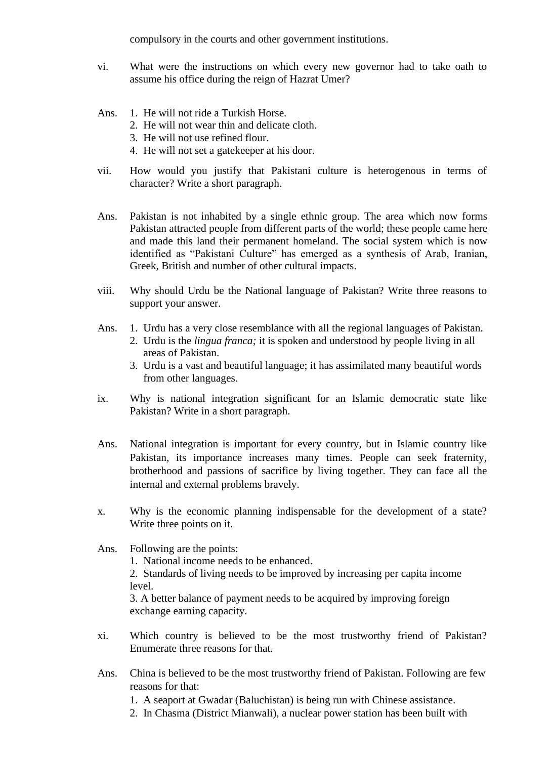compulsory in the courts and other government institutions.

vi. What were the instructions on which every new governor had to take oath to assume his office during the reign of Hazrat Umer?

Ans.
1. He will not ride a Turkish Horse.
2. He will not wear thin and delicate cloth.
3. He will not use refined flour.
4. He will not set a gatekeeper at his door.

vii. How would you justify that Pakistani culture is heterogenous in terms of character? Write a short paragraph.

Ans. Pakistan is not inhabited by a single ethnic group. The area which now forms Pakistan attracted people from different parts of the world; these people came here and made this land their permanent homeland. The social system which is now identified as "Pakistani Culture" has emerged as a synthesis of Arab, Iranian, Greek, British and number of other cultural impacts.

viii. Why should Urdu be the National language of Pakistan? Write three reasons to support your answer.

Ans.
1. Urdu has a very close resemblance with all the regional languages of Pakistan.
2. Urdu is the *lingua franca;* it is spoken and understood by people living in all areas of Pakistan.
3. Urdu is a vast and beautiful language; it has assimilated many beautiful words from other languages.

ix. Why is national integration significant for an Islamic democratic state like Pakistan? Write in a short paragraph.

Ans. National integration is important for every country, but in Islamic country like Pakistan, its importance increases many times. People can seek fraternity, brotherhood and passions of sacrifice by living together. They can face all the internal and external problems bravely.

x. Why is the economic planning indispensable for the development of a state? Write three points on it.

Ans. Following are the points:
1. National income needs to be enhanced.
2. Standards of living needs to be improved by increasing per capita income level.
3. A better balance of payment needs to be acquired by improving foreign exchange earning capacity.

xi. Which country is believed to be the most trustworthy friend of Pakistan? Enumerate three reasons for that.

Ans. China is believed to be the most trustworthy friend of Pakistan. Following are few reasons for that:
1. A seaport at Gwadar (Baluchistan) is being run with Chinese assistance.
2. In Chasma (District Mianwali), a nuclear power station has been built with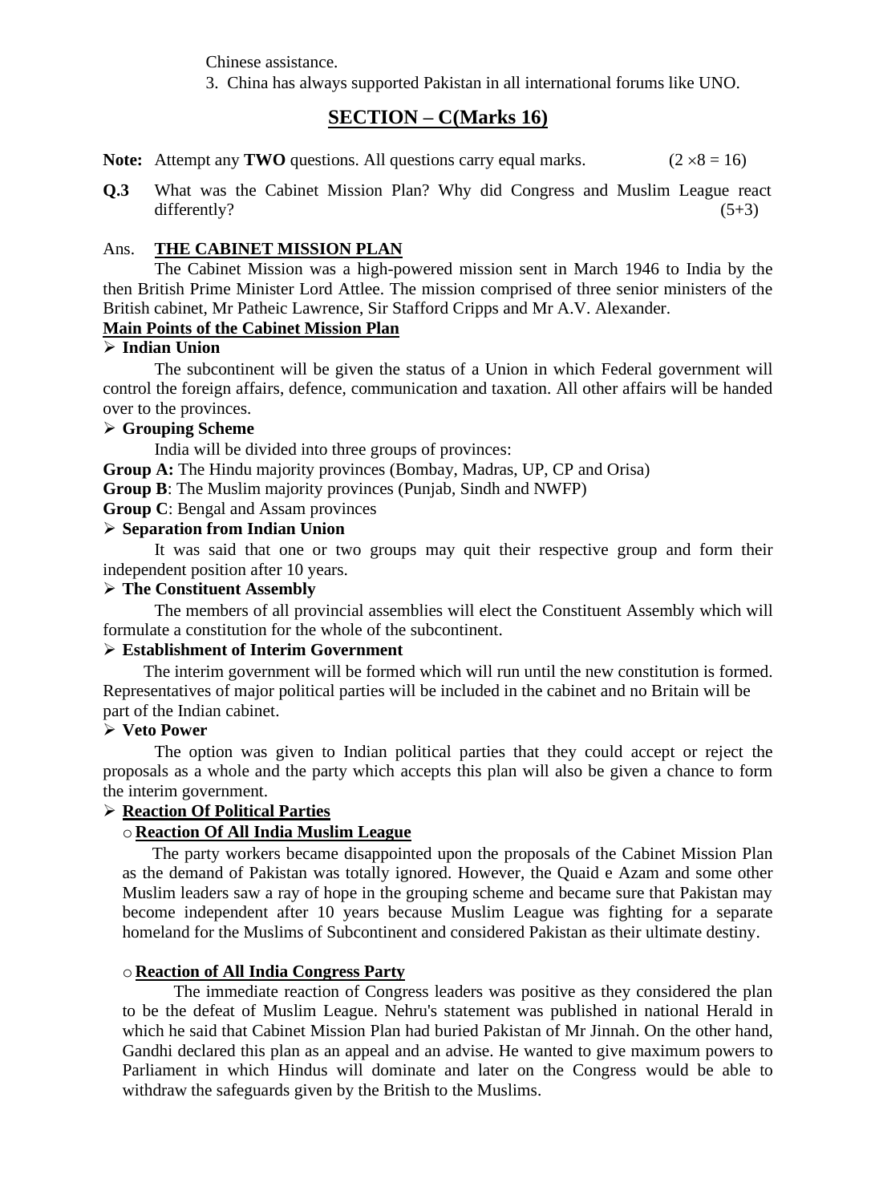Chinese assistance.

3. China has always supported Pakistan in all international forums like UNO.

## SECTION – C(Marks 16)

**Note:** Attempt any **TWO** questions. All questions carry equal marks. $(2 \times 8 = 16)$

**Q.3** What was the Cabinet Mission Plan? Why did Congress and Muslim League react differently? (5+3)

Ans. **THE CABINET MISSION PLAN**

The Cabinet Mission was a high-powered mission sent in March 1946 to India by the then British Prime Minister Lord Attlee. The mission comprised of three senior ministers of the British cabinet, Mr Patheic Lawrence, Sir Stafford Cripps and Mr A.V. Alexander.

**Main Points of the Cabinet Mission Plan**

- **Indian Union**

The subcontinent will be given the status of a Union in which Federal government will control the foreign affairs, defence, communication and taxation. All other affairs will be handed over to the provinces.

- **Grouping Scheme**

India will be divided into three groups of provinces:

**Group A:** The Hindu majority provinces (Bombay, Madras, UP, CP and Orisa)

**Group B**: The Muslim majority provinces (Punjab, Sindh and NWFP)

**Group C**: Bengal and Assam provinces

- **Separation from Indian Union**

It was said that one or two groups may quit their respective group and form their independent position after 10 years.

- **The Constituent Assembly**

The members of all provincial assemblies will elect the Constituent Assembly which will formulate a constitution for the whole of the subcontinent.

- **Establishment of Interim Government**

The interim government will be formed which will run until the new constitution is formed. Representatives of major political parties will be included in the cabinet and no Britain will be part of the Indian cabinet.

- **Veto Power**

The option was given to Indian political parties that they could accept or reject the proposals as a whole and the party which accepts this plan will also be given a chance to form the interim government.

- **Reaction Of Political Parties**
  - **Reaction Of All India Muslim League**

    The party workers became disappointed upon the proposals of the Cabinet Mission Plan as the demand of Pakistan was totally ignored. However, the Quaid e Azam and some other Muslim leaders saw a ray of hope in the grouping scheme and became sure that Pakistan may become independent after 10 years because Muslim League was fighting for a separate homeland for the Muslims of Subcontinent and considered Pakistan as their ultimate destiny.

  - **Reaction of All India Congress Party**

    The immediate reaction of Congress leaders was positive as they considered the plan to be the defeat of Muslim League. Nehru's statement was published in national Herald in which he said that Cabinet Mission Plan had buried Pakistan of Mr Jinnah. On the other hand, Gandhi declared this plan as an appeal and an advise. He wanted to give maximum powers to Parliament in which Hindus will dominate and later on the Congress would be able to withdraw the safeguards given by the British to the Muslims.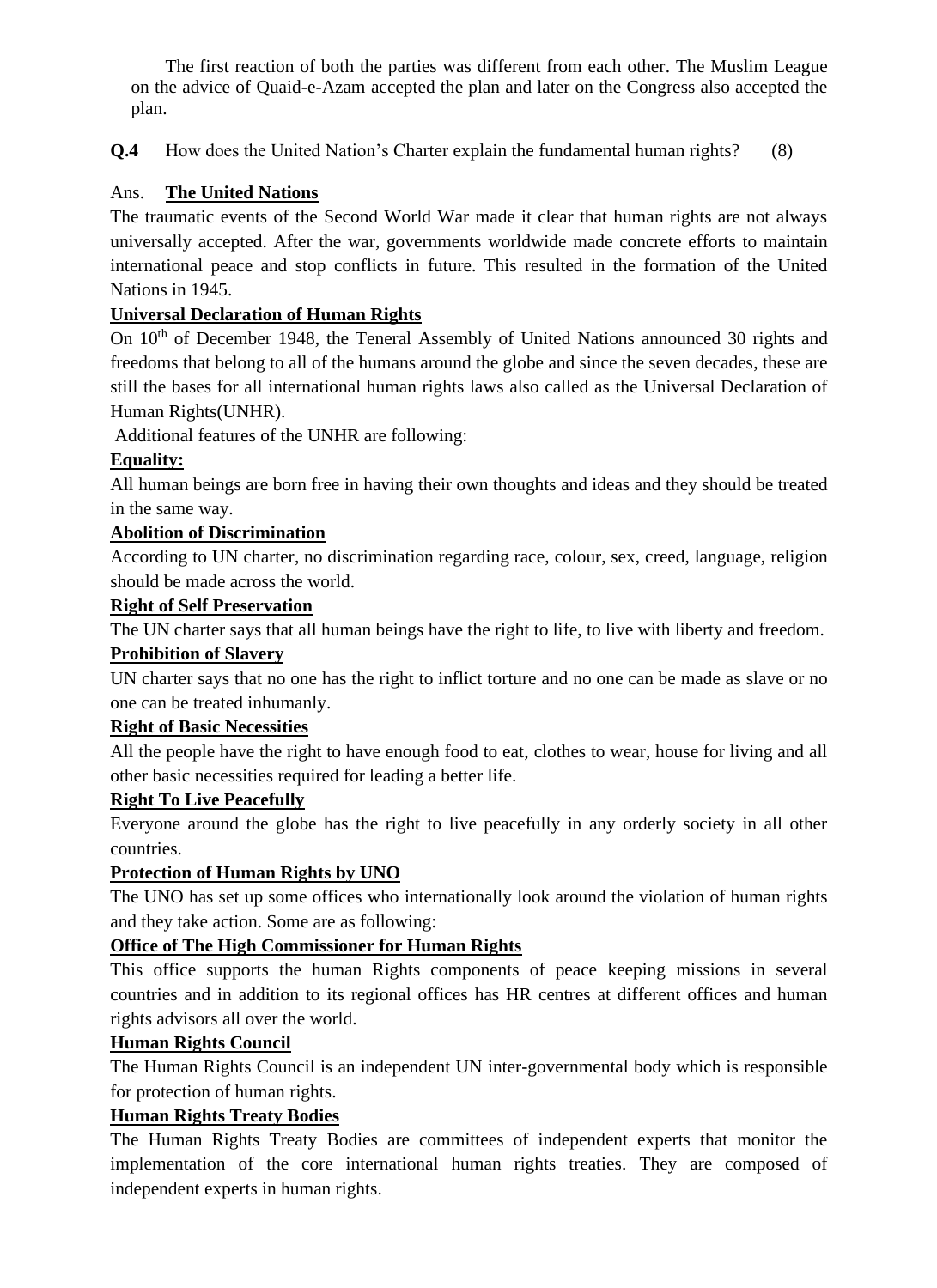The first reaction of both the parties was different from each other. The Muslim League on the advice of Quaid-e-Azam accepted the plan and later on the Congress also accepted the plan.

**Q.4** How does the United Nation's Charter explain the fundamental human rights? (8)

Ans. **The United Nations**

The traumatic events of the Second World War made it clear that human rights are not always universally accepted. After the war, governments worldwide made concrete efforts to maintain international peace and stop conflicts in future. This resulted in the formation of the United Nations in 1945.

**Universal Declaration of Human Rights**

On 10th of December 1948, the Teneral Assembly of United Nations announced 30 rights and freedoms that belong to all of the humans around the globe and since the seven decades, these are still the bases for all international human rights laws also called as the Universal Declaration of Human Rights(UNHR).

Additional features of the UNHR are following:

**Equality:**

All human beings are born free in having their own thoughts and ideas and they should be treated in the same way.

**Abolition of Discrimination**

According to UN charter, no discrimination regarding race, colour, sex, creed, language, religion should be made across the world.

**Right of Self Preservation**

The UN charter says that all human beings have the right to life, to live with liberty and freedom.

**Prohibition of Slavery**

UN charter says that no one has the right to inflict torture and no one can be made as slave or no one can be treated inhumanly.

**Right of Basic Necessities**

All the people have the right to have enough food to eat, clothes to wear, house for living and all other basic necessities required for leading a better life.

**Right To Live Peacefully**

Everyone around the globe has the right to live peacefully in any orderly society in all other countries.

**Protection of Human Rights by UNO**

The UNO has set up some offices who internationally look around the violation of human rights and they take action. Some are as following:

**Office of The High Commissioner for Human Rights**

This office supports the human Rights components of peace keeping missions in several countries and in addition to its regional offices has HR centres at different offices and human rights advisors all over the world.

**Human Rights Council**

The Human Rights Council is an independent UN inter-governmental body which is responsible for protection of human rights.

**Human Rights Treaty Bodies**

The Human Rights Treaty Bodies are committees of independent experts that monitor the implementation of the core international human rights treaties. They are composed of independent experts in human rights.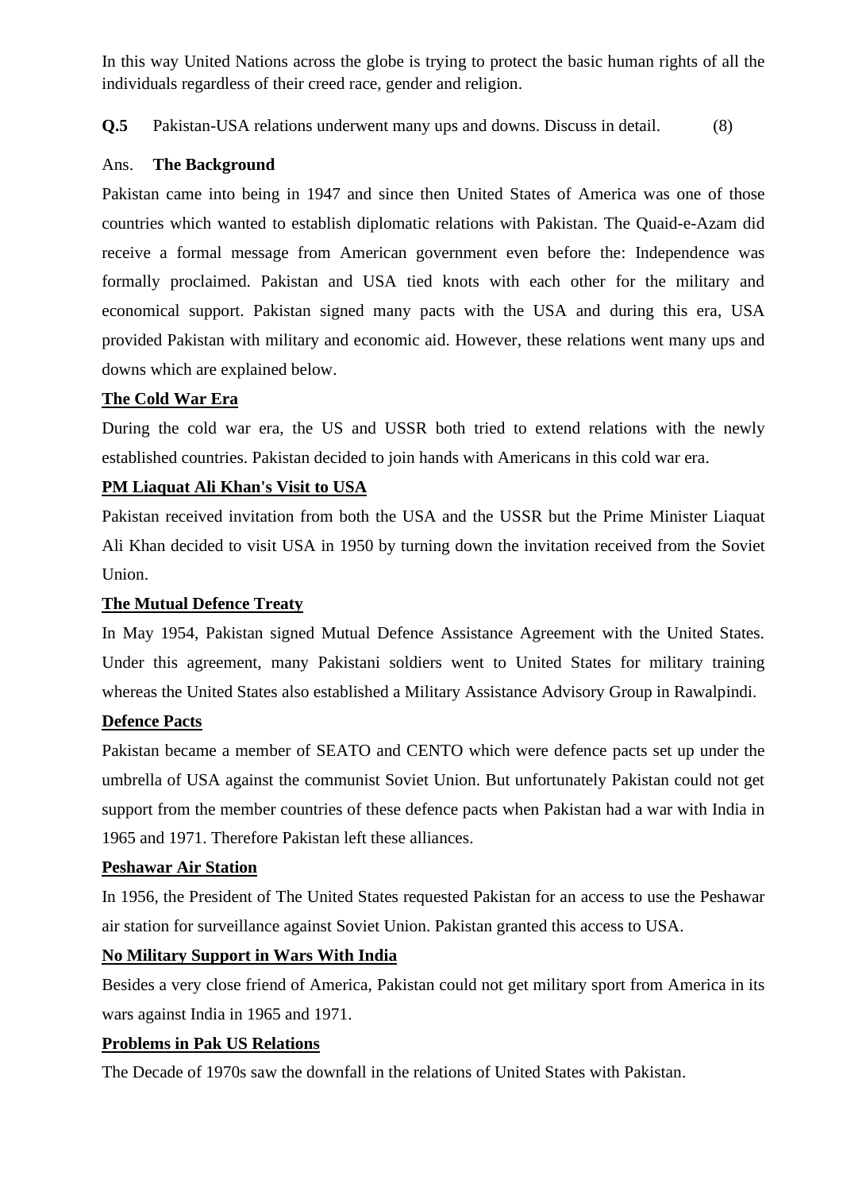In this way United Nations across the globe is trying to protect the basic human rights of all the individuals regardless of their creed race, gender and religion.

**Q.5** Pakistan-USA relations underwent many ups and downs. Discuss in detail. (8)

Ans. **The Background**

Pakistan came into being in 1947 and since then United States of America was one of those countries which wanted to establish diplomatic relations with Pakistan. The Quaid-e-Azam did receive a formal message from American government even before the: Independence was formally proclaimed. Pakistan and USA tied knots with each other for the military and economical support. Pakistan signed many pacts with the USA and during this era, USA provided Pakistan with military and economic aid. However, these relations went many ups and downs which are explained below.

**The Cold War Era**

During the cold war era, the US and USSR both tried to extend relations with the newly established countries. Pakistan decided to join hands with Americans in this cold war era.

**PM Liaquat Ali Khan's Visit to USA**

Pakistan received invitation from both the USA and the USSR but the Prime Minister Liaquat Ali Khan decided to visit USA in 1950 by turning down the invitation received from the Soviet Union.

**The Mutual Defence Treaty**

In May 1954, Pakistan signed Mutual Defence Assistance Agreement with the United States. Under this agreement, many Pakistani soldiers went to United States for military training whereas the United States also established a Military Assistance Advisory Group in Rawalpindi.

**Defence Pacts**

Pakistan became a member of SEATO and CENTO which were defence pacts set up under the umbrella of USA against the communist Soviet Union. But unfortunately Pakistan could not get support from the member countries of these defence pacts when Pakistan had a war with India in 1965 and 1971. Therefore Pakistan left these alliances.

**Peshawar Air Station**

In 1956, the President of The United States requested Pakistan for an access to use the Peshawar air station for surveillance against Soviet Union. Pakistan granted this access to USA.

**No Military Support in Wars With India**

Besides a very close friend of America, Pakistan could not get military sport from America in its wars against India in 1965 and 1971.

**Problems in Pak US Relations**

The Decade of 1970s saw the downfall in the relations of United States with Pakistan.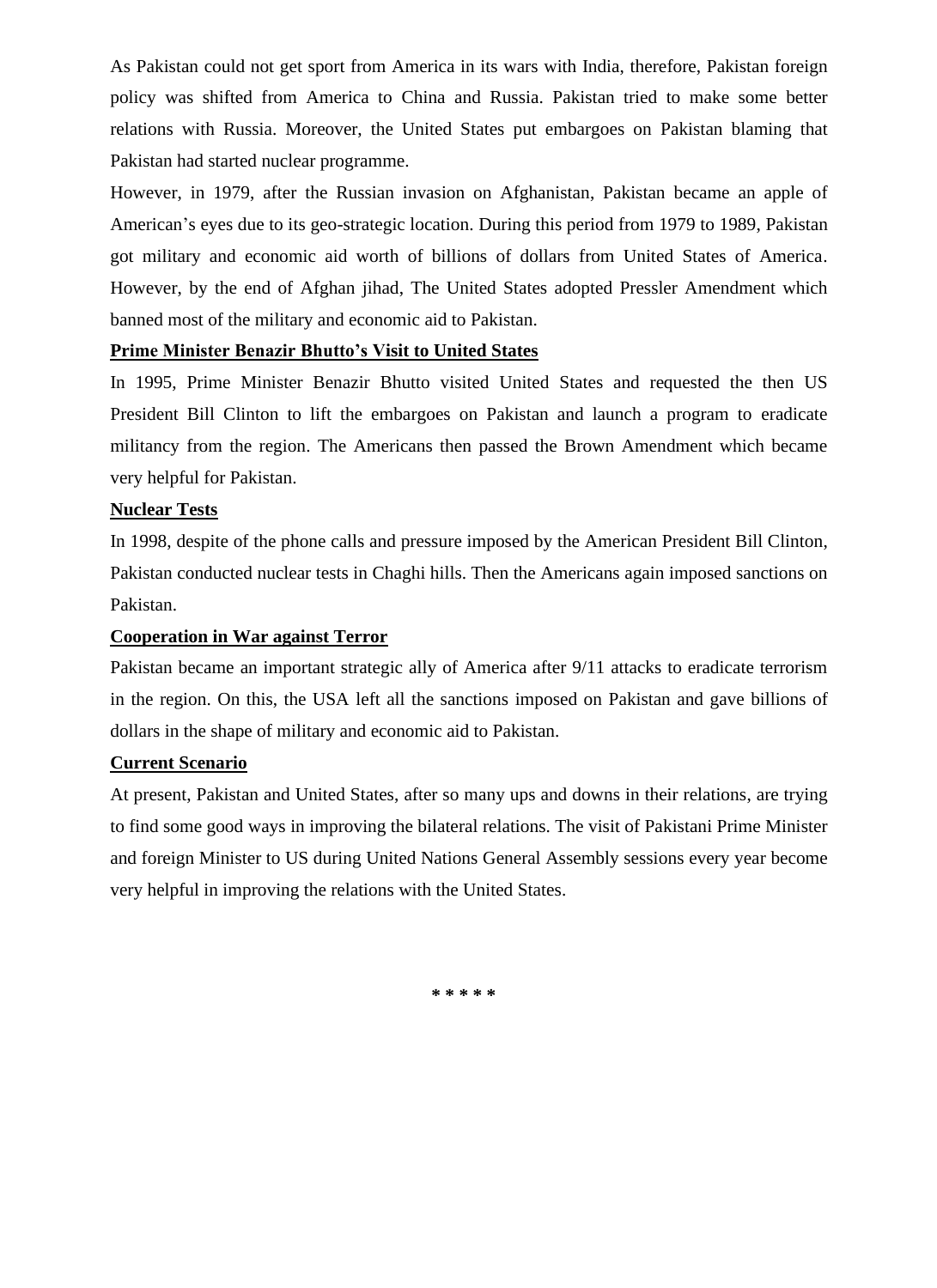As Pakistan could not get sport from America in its wars with India, therefore, Pakistan foreign policy was shifted from America to China and Russia. Pakistan tried to make some better relations with Russia. Moreover, the United States put embargoes on Pakistan blaming that Pakistan had started nuclear programme.

However, in 1979, after the Russian invasion on Afghanistan, Pakistan became an apple of American's eyes due to its geo-strategic location. During this period from 1979 to 1989, Pakistan got military and economic aid worth of billions of dollars from United States of America. However, by the end of Afghan jihad, The United States adopted Pressler Amendment which banned most of the military and economic aid to Pakistan.

**Prime Minister Benazir Bhutto's Visit to United States**

In 1995, Prime Minister Benazir Bhutto visited United States and requested the then US President Bill Clinton to lift the embargoes on Pakistan and launch a program to eradicate militancy from the region. The Americans then passed the Brown Amendment which became very helpful for Pakistan.

**Nuclear Tests**

In 1998, despite of the phone calls and pressure imposed by the American President Bill Clinton, Pakistan conducted nuclear tests in Chaghi hills. Then the Americans again imposed sanctions on Pakistan.

**Cooperation in War against Terror**

Pakistan became an important strategic ally of America after 9/11 attacks to eradicate terrorism in the region. On this, the USA left all the sanctions imposed on Pakistan and gave billions of dollars in the shape of military and economic aid to Pakistan.

**Current Scenario**

At present, Pakistan and United States, after so many ups and downs in their relations, are trying to find some good ways in improving the bilateral relations. The visit of Pakistani Prime Minister and foreign Minister to US during United Nations General Assembly sessions every year become very helpful in improving the relations with the United States.

* * * * *